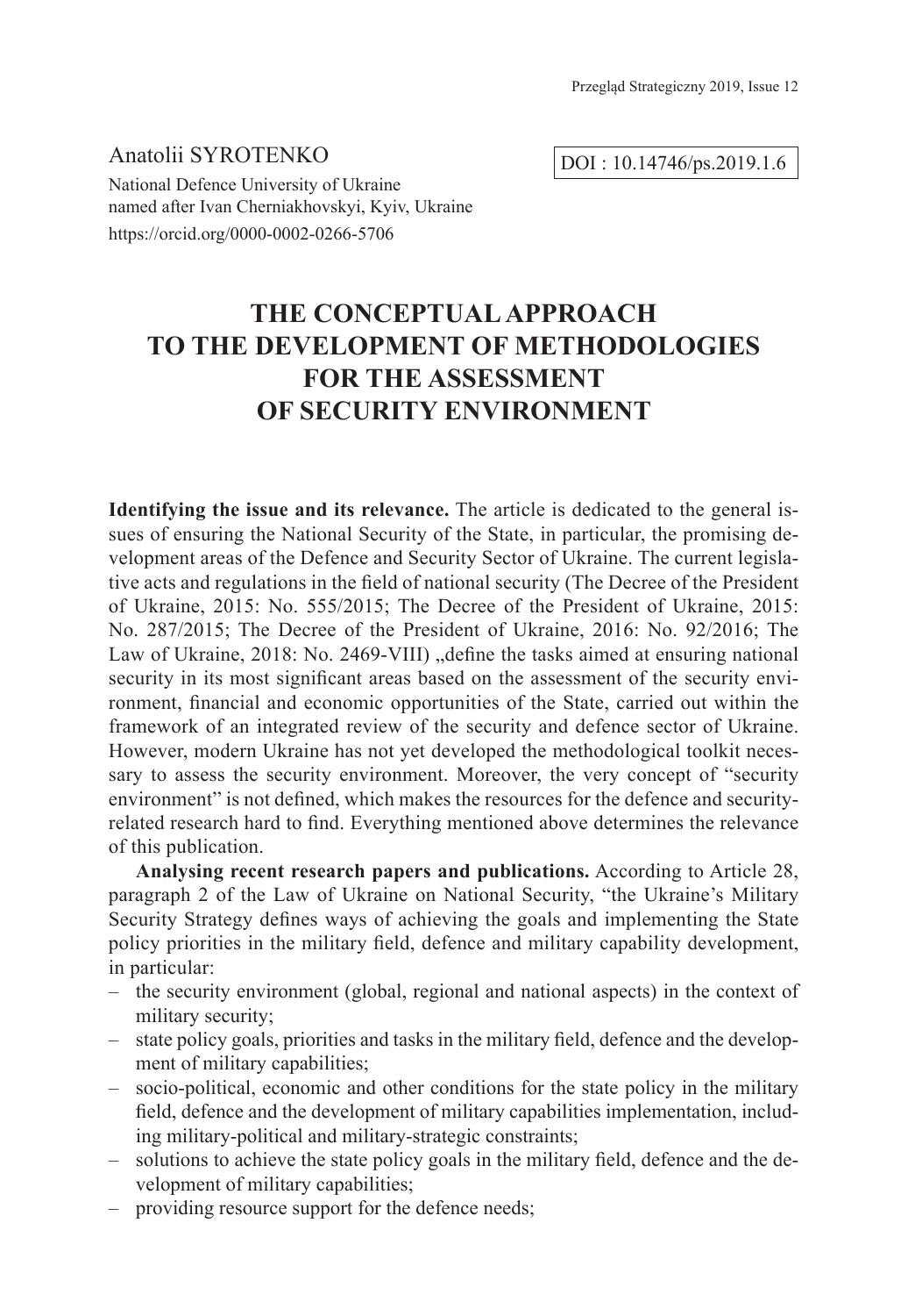Anatolii SYROTENKO

National Defence University of Ukraine
named after Ivan Cherniakhovskyi, Kyiv, Ukraine
https://orcid.org/0000-0002-0266-5706

DOI : 10.14746/ps.2019.1.6

# THE CONCEPTUAL APPROACH TO THE DEVELOPMENT OF METHODOLOGIES FOR THE ASSESSMENT OF SECURITY ENVIRONMENT

**Identifying the issue and its relevance.** The article is dedicated to the general issues of ensuring the National Security of the State, in particular, the promising development areas of the Defence and Security Sector of Ukraine. The current legislative acts and regulations in the field of national security (The Decree of the President of Ukraine, 2015: No. 555/2015; The Decree of the President of Ukraine, 2015: No. 287/2015; The Decree of the President of Ukraine, 2016: No. 92/2016; The Law of Ukraine, 2018: No. 2469-VIII) „define the tasks aimed at ensuring national security in its most significant areas based on the assessment of the security environment, financial and economic opportunities of the State, carried out within the framework of an integrated review of the security and defence sector of Ukraine. However, modern Ukraine has not yet developed the methodological toolkit necessary to assess the security environment. Moreover, the very concept of "security environment" is not defined, which makes the resources for the defence and security-related research hard to find. Everything mentioned above determines the relevance of this publication.

**Analysing recent research papers and publications.** According to Article 28, paragraph 2 of the Law of Ukraine on National Security, "the Ukraine's Military Security Strategy defines ways of achieving the goals and implementing the State policy priorities in the military field, defence and military capability development, in particular:

- the security environment (global, regional and national aspects) in the context of military security;
- state policy goals, priorities and tasks in the military field, defence and the development of military capabilities;
- socio-political, economic and other conditions for the state policy in the military field, defence and the development of military capabilities implementation, including military-political and military-strategic constraints;
- solutions to achieve the state policy goals in the military field, defence and the development of military capabilities;
- providing resource support for the defence needs;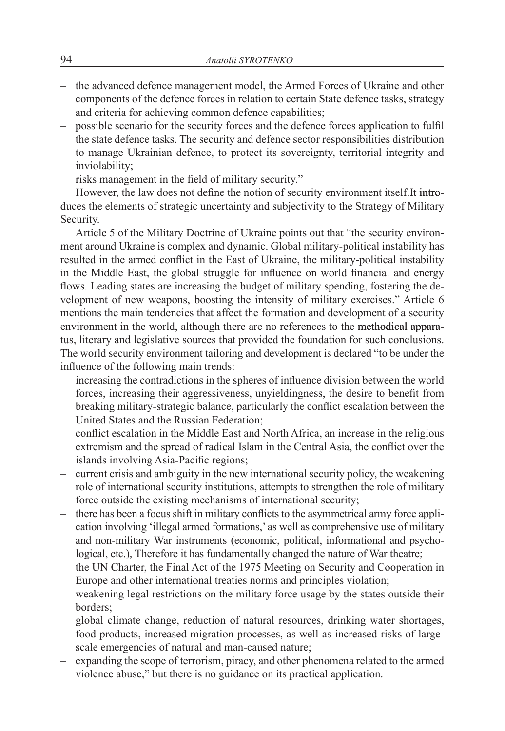- the advanced defence management model, the Armed Forces of Ukraine and other components of the defence forces in relation to certain State defence tasks, strategy and criteria for achieving common defence capabilities;
- possible scenario for the security forces and the defence forces application to fulfil the state defence tasks. The security and defence sector responsibilities distribution to manage Ukrainian defence, to protect its sovereignty, territorial integrity and inviolability;
- risks management in the field of military security."

However, the law does not define the notion of security environment itself.It introduces the elements of strategic uncertainty and subjectivity to the Strategy of Military Security.

Article 5 of the Military Doctrine of Ukraine points out that "the security environment around Ukraine is complex and dynamic. Global military-political instability has resulted in the armed conflict in the East of Ukraine, the military-political instability in the Middle East, the global struggle for influence on world financial and energy flows. Leading states are increasing the budget of military spending, fostering the development of new weapons, boosting the intensity of military exercises." Article 6 mentions the main tendencies that affect the formation and development of a security environment in the world, although there are no references to the methodical apparatus, literary and legislative sources that provided the foundation for such conclusions. The world security environment tailoring and development is declared "to be under the influence of the following main trends:

- increasing the contradictions in the spheres of influence division between the world forces, increasing their aggressiveness, unyieldingness, the desire to benefit from breaking military-strategic balance, particularly the conflict escalation between the United States and the Russian Federation;
- conflict escalation in the Middle East and North Africa, an increase in the religious extremism and the spread of radical Islam in the Central Asia, the conflict over the islands involving Asia-Pacific regions;
- current crisis and ambiguity in the new international security policy, the weakening role of international security institutions, attempts to strengthen the role of military force outside the existing mechanisms of international security;
- there has been a focus shift in military conflicts to the asymmetrical army force application involving 'illegal armed formations,' as well as comprehensive use of military and non-military War instruments (economic, political, informational and psychological, etc.), Therefore it has fundamentally changed the nature of War theatre;
- the UN Charter, the Final Act of the 1975 Meeting on Security and Cooperation in Europe and other international treaties norms and principles violation;
- weakening legal restrictions on the military force usage by the states outside their borders;
- global climate change, reduction of natural resources, drinking water shortages, food products, increased migration processes, as well as increased risks of large-scale emergencies of natural and man-caused nature;
- expanding the scope of terrorism, piracy, and other phenomena related to the armed violence abuse," but there is no guidance on its practical application.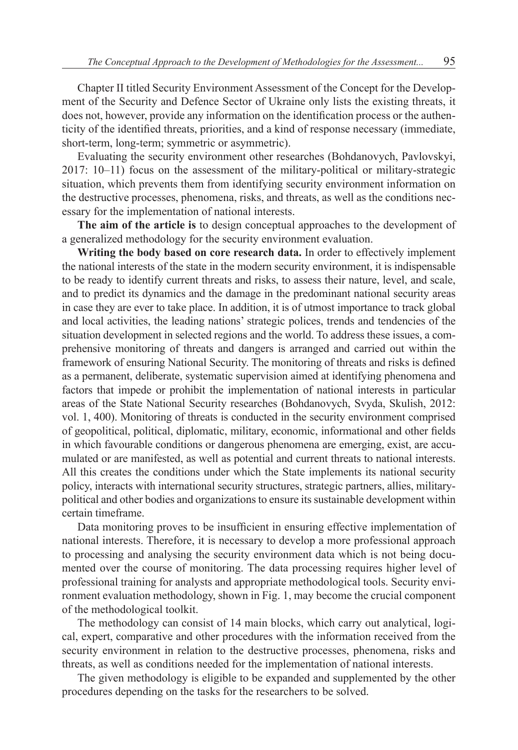Chapter II titled Security Environment Assessment of the Concept for the Development of the Security and Defence Sector of Ukraine only lists the existing threats, it does not, however, provide any information on the identification process or the authenticity of the identified threats, priorities, and a kind of response necessary (immediate, short-term, long-term; symmetric or asymmetric).

Evaluating the security environment other researches (Bohdanovych, Pavlovskyi, 2017: 10–11) focus on the assessment of the military-political or military-strategic situation, which prevents them from identifying security environment information on the destructive processes, phenomena, risks, and threats, as well as the conditions necessary for the implementation of national interests.

**The aim of the article is** to design conceptual approaches to the development of a generalized methodology for the security environment evaluation.

**Writing the body based on core research data.** In order to effectively implement the national interests of the state in the modern security environment, it is indispensable to be ready to identify current threats and risks, to assess their nature, level, and scale, and to predict its dynamics and the damage in the predominant national security areas in case they are ever to take place. In addition, it is of utmost importance to track global and local activities, the leading nations' strategic polices, trends and tendencies of the situation development in selected regions and the world. To address these issues, a comprehensive monitoring of threats and dangers is arranged and carried out within the framework of ensuring National Security. The monitoring of threats and risks is defined as a permanent, deliberate, systematic supervision aimed at identifying phenomena and factors that impede or prohibit the implementation of national interests in particular areas of the State National Security researches (Bohdanovych, Svyda, Skulish, 2012: vol. 1, 400). Monitoring of threats is conducted in the security environment comprised of geopolitical, political, diplomatic, military, economic, informational and other fields in which favourable conditions or dangerous phenomena are emerging, exist, are accumulated or are manifested, as well as potential and current threats to national interests. All this creates the conditions under which the State implements its national security policy, interacts with international security structures, strategic partners, allies, military-political and other bodies and organizations to ensure its sustainable development within certain timeframe.

Data monitoring proves to be insufficient in ensuring effective implementation of national interests. Therefore, it is necessary to develop a more professional approach to processing and analysing the security environment data which is not being documented over the course of monitoring. The data processing requires higher level of professional training for analysts and appropriate methodological tools. Security environment evaluation methodology, shown in Fig. 1, may become the crucial component of the methodological toolkit.

The methodology can consist of 14 main blocks, which carry out analytical, logical, expert, comparative and other procedures with the information received from the security environment in relation to the destructive processes, phenomena, risks and threats, as well as conditions needed for the implementation of national interests.

The given methodology is eligible to be expanded and supplemented by the other procedures depending on the tasks for the researchers to be solved.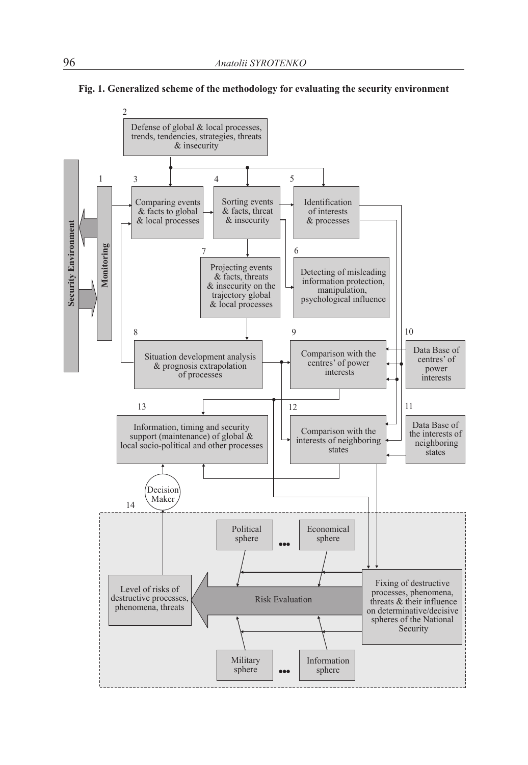**Fig. 1. Generalized scheme of the methodology for evaluating the security environment**

Security Environment

1. Monitoring
2. Defense of global & local processes, trends, tendencies, strategies, threats & insecurity
3. Comparing events & facts to global & local processes
4. Sorting events & facts, threat & insecurity
5. Identification of interests & processes
6. Detecting of misleading information protection, manipulation, psychological influence
7. Projecting events & facts, threats & insecurity on the trajectory global & local processes
8. Situation development analysis & prognosis extrapolation of processes
9. Comparison with the centres' of power interests
10. Data Base of centres' of power interests
11. Data Base of the interests of neighboring states
12. Comparison with the interests of neighboring states
13. Information, timing and security support (maintenance) of global & local socio-political and other processes
14. Decision Maker

Political sphere … Economical sphere

Fixing of destructive processes, phenomena, threats & their influence on determinative/decisive spheres of the National Security

Risk Evaluation

Level of risks of destructive processes, phenomena, threats

Military sphere … Information sphere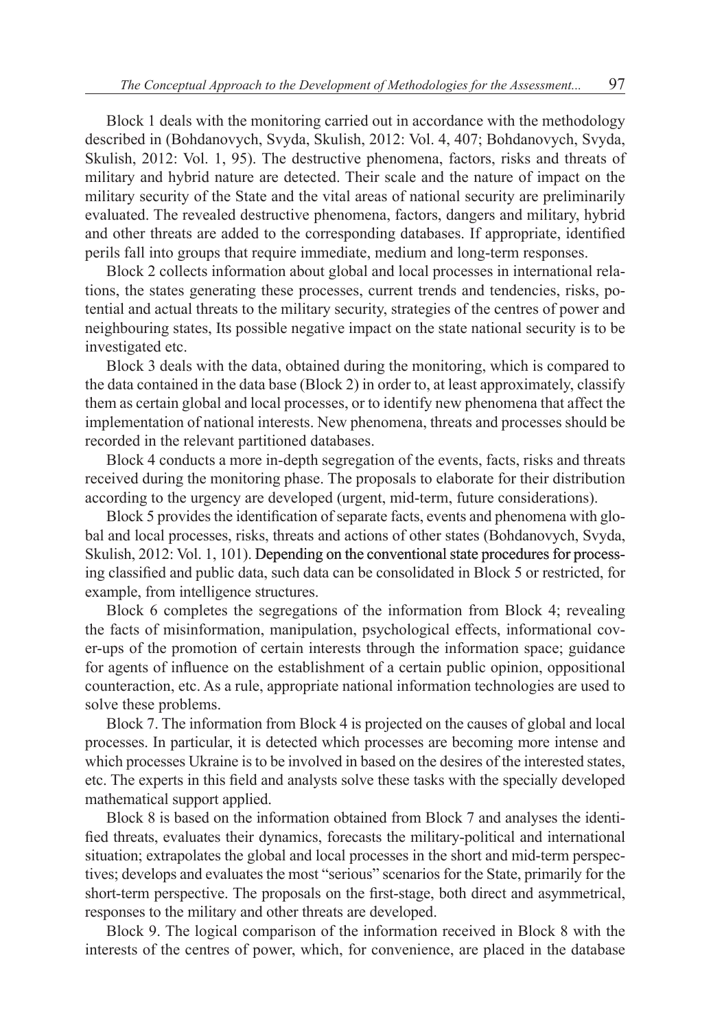Block 1 deals with the monitoring carried out in accordance with the methodology described in (Bohdanovych, Svyda, Skulish, 2012: Vol. 4, 407; Bohdanovych, Svyda, Skulish, 2012: Vol. 1, 95). The destructive phenomena, factors, risks and threats of military and hybrid nature are detected. Their scale and the nature of impact on the military security of the State and the vital areas of national security are preliminarily evaluated. The revealed destructive phenomena, factors, dangers and military, hybrid and other threats are added to the corresponding databases. If appropriate, identified perils fall into groups that require immediate, medium and long-term responses.

Block 2 collects information about global and local processes in international relations, the states generating these processes, current trends and tendencies, risks, potential and actual threats to the military security, strategies of the centres of power and neighbouring states, Its possible negative impact on the state national security is to be investigated etc.

Block 3 deals with the data, obtained during the monitoring, which is compared to the data contained in the data base (Block 2) in order to, at least approximately, classify them as certain global and local processes, or to identify new phenomena that affect the implementation of national interests. New phenomena, threats and processes should be recorded in the relevant partitioned databases.

Block 4 conducts a more in-depth segregation of the events, facts, risks and threats received during the monitoring phase. The proposals to elaborate for their distribution according to the urgency are developed (urgent, mid-term, future considerations).

Block 5 provides the identification of separate facts, events and phenomena with global and local processes, risks, threats and actions of other states (Bohdanovych, Svyda, Skulish, 2012: Vol. 1, 101). Depending on the conventional state procedures for processing classified and public data, such data can be consolidated in Block 5 or restricted, for example, from intelligence structures.

Block 6 completes the segregations of the information from Block 4; revealing the facts of misinformation, manipulation, psychological effects, informational cover-ups of the promotion of certain interests through the information space; guidance for agents of influence on the establishment of a certain public opinion, oppositional counteraction, etc. As a rule, appropriate national information technologies are used to solve these problems.

Block 7. The information from Block 4 is projected on the causes of global and local processes. In particular, it is detected which processes are becoming more intense and which processes Ukraine is to be involved in based on the desires of the interested states, etc. The experts in this field and analysts solve these tasks with the specially developed mathematical support applied.

Block 8 is based on the information obtained from Block 7 and analyses the identified threats, evaluates their dynamics, forecasts the military-political and international situation; extrapolates the global and local processes in the short and mid-term perspectives; develops and evaluates the most "serious" scenarios for the State, primarily for the short-term perspective. The proposals on the first-stage, both direct and asymmetrical, responses to the military and other threats are developed.

Block 9. The logical comparison of the information received in Block 8 with the interests of the centres of power, which, for convenience, are placed in the database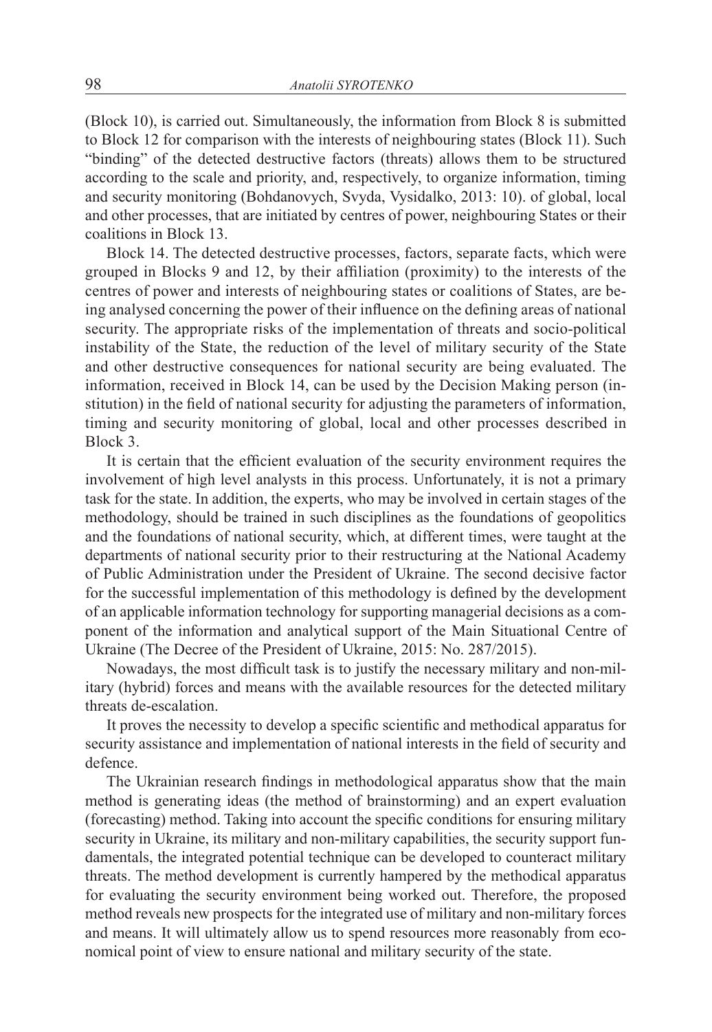(Block 10), is carried out. Simultaneously, the information from Block 8 is submitted to Block 12 for comparison with the interests of neighbouring states (Block 11). Such "binding" of the detected destructive factors (threats) allows them to be structured according to the scale and priority, and, respectively, to organize information, timing and security monitoring (Bohdanovych, Svyda, Vysidalko, 2013: 10). of global, local and other processes, that are initiated by centres of power, neighbouring States or their coalitions in Block 13.

Block 14. The detected destructive processes, factors, separate facts, which were grouped in Blocks 9 and 12, by their affiliation (proximity) to the interests of the centres of power and interests of neighbouring states or coalitions of States, are being analysed concerning the power of their influence on the defining areas of national security. The appropriate risks of the implementation of threats and socio-political instability of the State, the reduction of the level of military security of the State and other destructive consequences for national security are being evaluated. The information, received in Block 14, can be used by the Decision Making person (institution) in the field of national security for adjusting the parameters of information, timing and security monitoring of global, local and other processes described in Block 3.

It is certain that the efficient evaluation of the security environment requires the involvement of high level analysts in this process. Unfortunately, it is not a primary task for the state. In addition, the experts, who may be involved in certain stages of the methodology, should be trained in such disciplines as the foundations of geopolitics and the foundations of national security, which, at different times, were taught at the departments of national security prior to their restructuring at the National Academy of Public Administration under the President of Ukraine. The second decisive factor for the successful implementation of this methodology is defined by the development of an applicable information technology for supporting managerial decisions as a component of the information and analytical support of the Main Situational Centre of Ukraine (The Decree of the President of Ukraine, 2015: No. 287/2015).

Nowadays, the most difficult task is to justify the necessary military and non-military (hybrid) forces and means with the available resources for the detected military threats de-escalation.

It proves the necessity to develop a specific scientific and methodical apparatus for security assistance and implementation of national interests in the field of security and defence.

The Ukrainian research findings in methodological apparatus show that the main method is generating ideas (the method of brainstorming) and an expert evaluation (forecasting) method. Taking into account the specific conditions for ensuring military security in Ukraine, its military and non-military capabilities, the security support fundamentals, the integrated potential technique can be developed to counteract military threats. The method development is currently hampered by the methodical apparatus for evaluating the security environment being worked out. Therefore, the proposed method reveals new prospects for the integrated use of military and non-military forces and means. It will ultimately allow us to spend resources more reasonably from economical point of view to ensure national and military security of the state.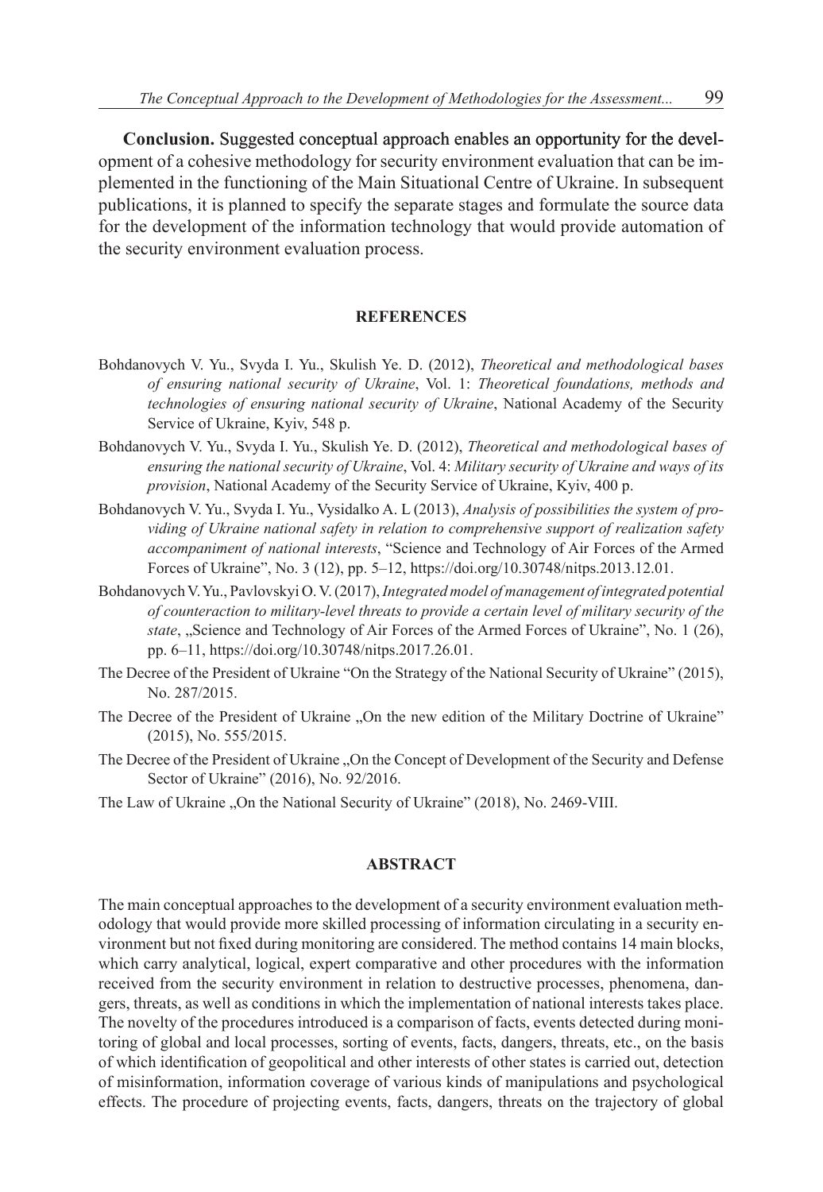**Conclusion.** Suggested conceptual approach enables an opportunity for the development of a cohesive methodology for security environment evaluation that can be implemented in the functioning of the Main Situational Centre of Ukraine. In subsequent publications, it is planned to specify the separate stages and formulate the source data for the development of the information technology that would provide automation of the security environment evaluation process.

## REFERENCES

Bohdanovych V. Yu., Svyda I. Yu., Skulish Ye. D. (2012), *Theoretical and methodological bases of ensuring national security of Ukraine*, Vol. 1: *Theoretical foundations, methods and technologies of ensuring national security of Ukraine*, National Academy of the Security Service of Ukraine, Kyiv, 548 p.

Bohdanovych V. Yu., Svyda I. Yu., Skulish Ye. D. (2012), *Theoretical and methodological bases of ensuring the national security of Ukraine*, Vol. 4: *Military security of Ukraine and ways of its provision*, National Academy of the Security Service of Ukraine, Kyiv, 400 p.

Bohdanovych V. Yu., Svyda I. Yu., Vysidalko A. L (2013), *Analysis of possibilities the system of providing of Ukraine national safety in relation to comprehensive support of realization safety accompaniment of national interests*, "Science and Technology of Air Forces of the Armed Forces of Ukraine", No. 3 (12), pp. 5–12, https://doi.org/10.30748/nitps.2013.12.01.

Bohdanovych V. Yu., Pavlovskyi O. V. (2017), *Integrated model of management of integrated potential of counteraction to military-level threats to provide a certain level of military security of the state*, „Science and Technology of Air Forces of the Armed Forces of Ukraine", No. 1 (26), pp. 6–11, https://doi.org/10.30748/nitps.2017.26.01.

The Decree of the President of Ukraine "On the Strategy of the National Security of Ukraine" (2015), No. 287/2015.

The Decree of the President of Ukraine „On the new edition of the Military Doctrine of Ukraine" (2015), No. 555/2015.

The Decree of the President of Ukraine „On the Concept of Development of the Security and Defense Sector of Ukraine" (2016), No. 92/2016.

The Law of Ukraine „On the National Security of Ukraine" (2018), No. 2469-VIII.

## ABSTRACT

The main conceptual approaches to the development of a security environment evaluation methodology that would provide more skilled processing of information circulating in a security environment but not fixed during monitoring are considered. The method contains 14 main blocks, which carry analytical, logical, expert comparative and other procedures with the information received from the security environment in relation to destructive processes, phenomena, dangers, threats, as well as conditions in which the implementation of national interests takes place. The novelty of the procedures introduced is a comparison of facts, events detected during monitoring of global and local processes, sorting of events, facts, dangers, threats, etc., on the basis of which identification of geopolitical and other interests of other states is carried out, detection of misinformation, information coverage of various kinds of manipulations and psychological effects. The procedure of projecting events, facts, dangers, threats on the trajectory of global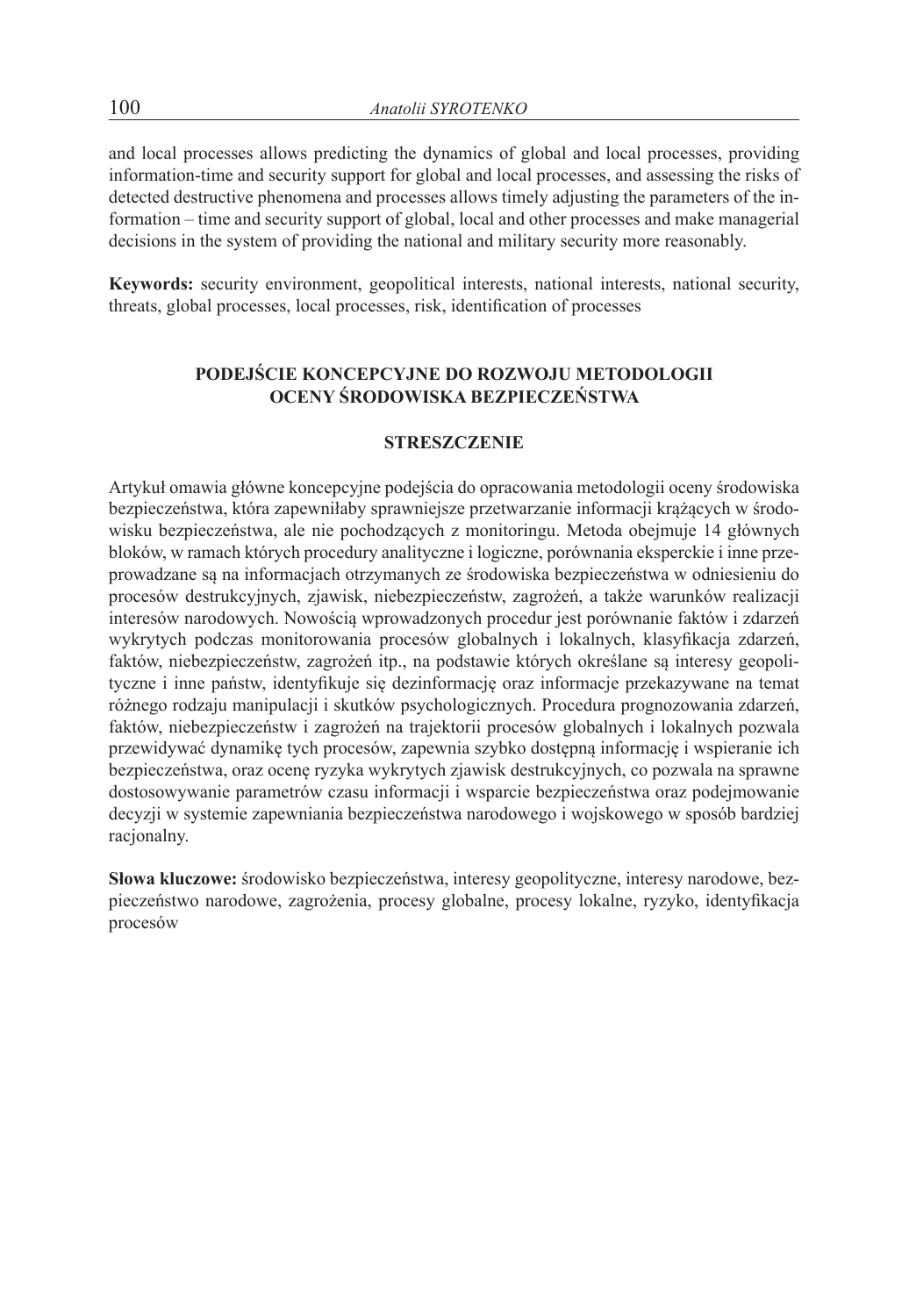and local processes allows predicting the dynamics of global and local processes, providing information-time and security support for global and local processes, and assessing the risks of detected destructive phenomena and processes allows timely adjusting the parameters of the information – time and security support of global, local and other processes and make managerial decisions in the system of providing the national and military security more reasonably.

**Keywords:** security environment, geopolitical interests, national interests, national security, threats, global processes, local processes, risk, identification of processes

## PODEJŚCIE KONCEPCYJNE DO ROZWOJU METODOLOGII OCENY ŚRODOWISKA BEZPIECZEŃSTWA

### STRESZCZENIE

Artykuł omawia główne koncepcyjne podejścia do opracowania metodologii oceny środowiska bezpieczeństwa, która zapewniłaby sprawniejsze przetwarzanie informacji krążących w środowisku bezpieczeństwa, ale nie pochodzących z monitoringu. Metoda obejmuje 14 głównych bloków, w ramach których procedury analityczne i logiczne, porównania eksperckie i inne przeprowadzane są na informacjach otrzymanych ze środowiska bezpieczeństwa w odniesieniu do procesów destrukcyjnych, zjawisk, niebezpieczeństw, zagrożeń, a także warunków realizacji interesów narodowych. Nowością wprowadzonych procedur jest porównanie faktów i zdarzeń wykrytych podczas monitorowania procesów globalnych i lokalnych, klasyfikacja zdarzeń, faktów, niebezpieczeństw, zagrożeń itp., na podstawie których określane są interesy geopolityczne i inne państw, identyfikuje się dezinformację oraz informacje przekazywane na temat różnego rodzaju manipulacji i skutków psychologicznych. Procedura prognozowania zdarzeń, faktów, niebezpieczeństw i zagrożeń na trajektorii procesów globalnych i lokalnych pozwala przewidywać dynamikę tych procesów, zapewnia szybko dostępną informację i wspieranie ich bezpieczeństwa, oraz ocenę ryzyka wykrytych zjawisk destrukcyjnych, co pozwala na sprawne dostosowywanie parametrów czasu informacji i wsparcie bezpieczeństwa oraz podejmowanie decyzji w systemie zapewniania bezpieczeństwa narodowego i wojskowego w sposób bardziej racjonalny.

**Słowa kluczowe:** środowisko bezpieczeństwa, interesy geopolityczne, interesy narodowe, bezpieczeństwo narodowe, zagrożenia, procesy globalne, procesy lokalne, ryzyko, identyfikacja procesów